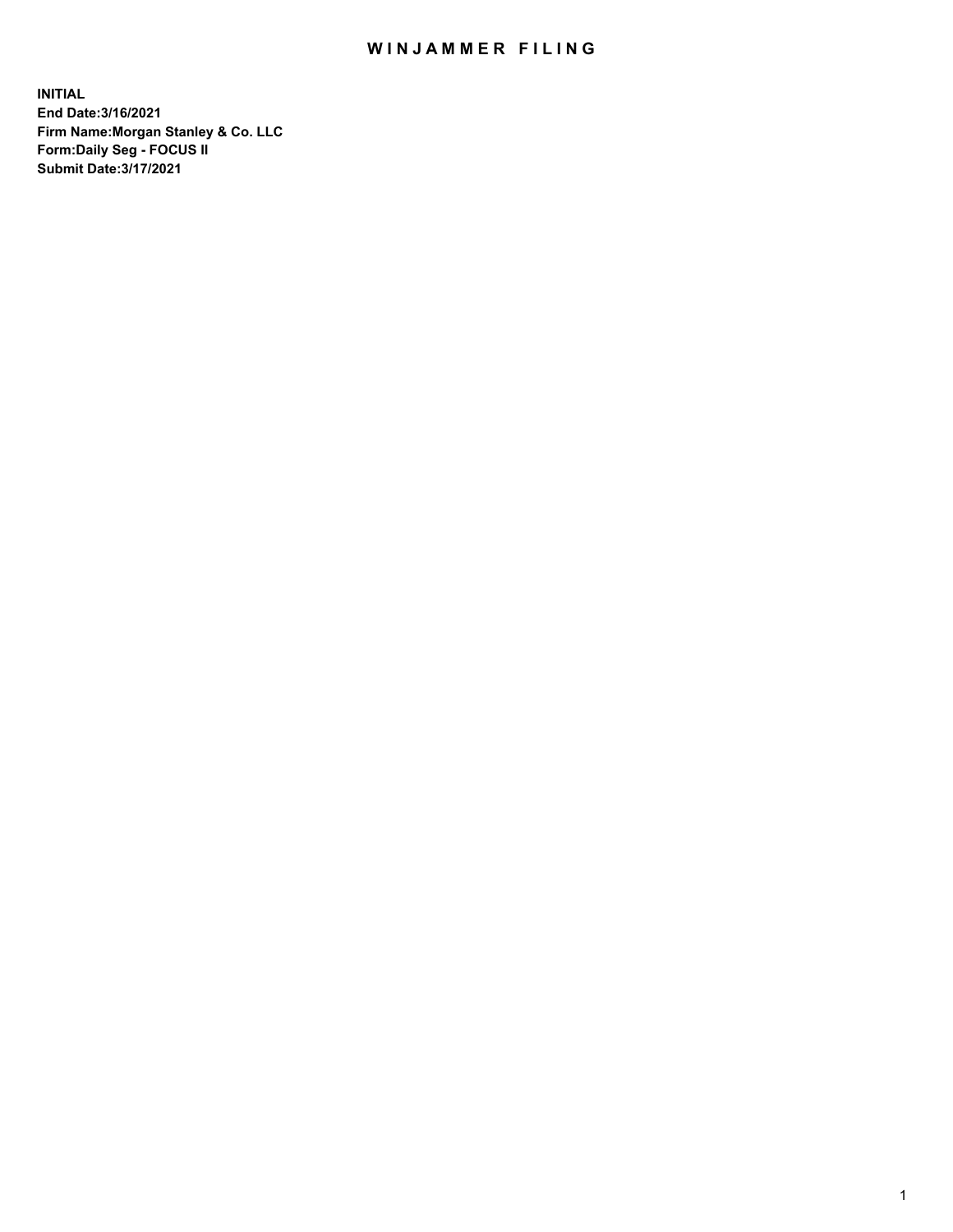# WINJAMMER FILING

**INITIAL**
**End Date:3/16/2021**
**Firm Name:Morgan Stanley & Co. LLC**
**Form:Daily Seg - FOCUS II**
**Submit Date:3/17/2021**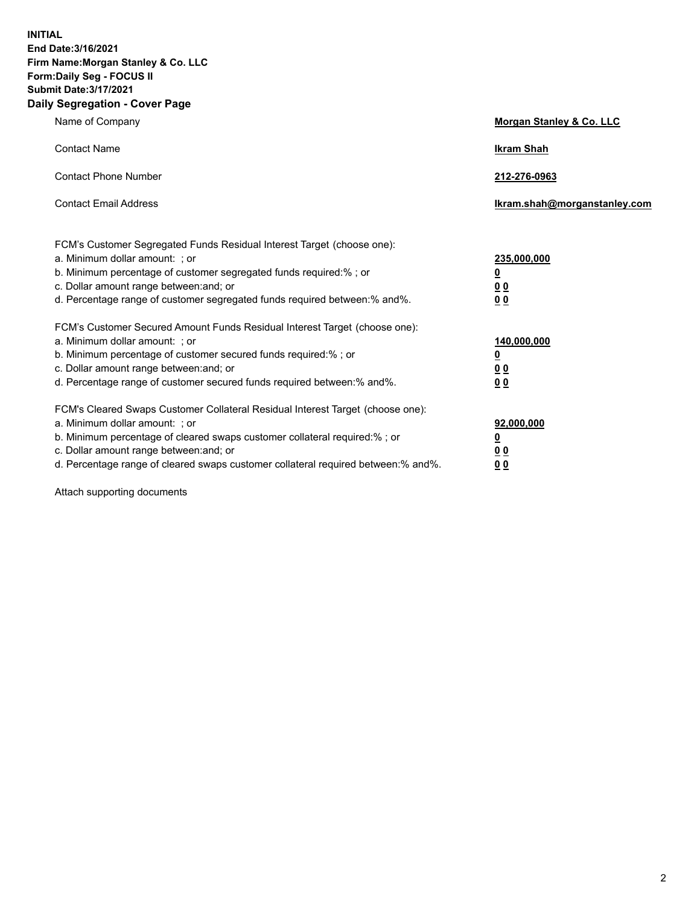**INITIAL**
**End Date:3/16/2021**
**Firm Name:Morgan Stanley & Co. LLC**
**Form:Daily Seg - FOCUS II**
**Submit Date:3/17/2021**

## Daily Segregation - Cover Page

| | |
|---|---|
| Name of Company | **Morgan Stanley & Co. LLC** |
| Contact Name | **Ikram Shah** |
| Contact Phone Number | **212-276-0963** |
| Contact Email Address | **Ikram.shah@morganstanley.com** |

| | |
|---|---|
| FCM's Customer Segregated Funds Residual Interest Target (choose one): | |
| a. Minimum dollar amount: ; or | **235,000,000** |
| b. Minimum percentage of customer segregated funds required:% ; or | **0** |
| c. Dollar amount range between:and; or | **0 0** |
| d. Percentage range of customer segregated funds required between:% and%. | **0 0** |
| FCM's Customer Secured Amount Funds Residual Interest Target (choose one): | |
| a. Minimum dollar amount: ; or | **140,000,000** |
| b. Minimum percentage of customer secured funds required:% ; or | **0** |
| c. Dollar amount range between:and; or | **0 0** |
| d. Percentage range of customer secured funds required between:% and%. | **0 0** |
| FCM's Cleared Swaps Customer Collateral Residual Interest Target (choose one): | |
| a. Minimum dollar amount: ; or | **92,000,000** |
| b. Minimum percentage of cleared swaps customer collateral required:% ; or | **0** |
| c. Dollar amount range between:and; or | **0 0** |
| d. Percentage range of cleared swaps customer collateral required between:% and%. | **0 0** |

Attach supporting documents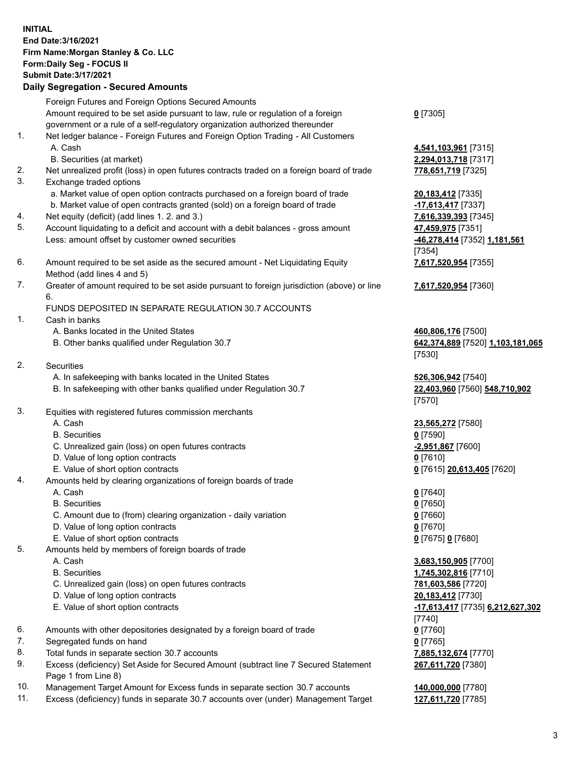**INITIAL**
**End Date:3/16/2021**
**Firm Name:Morgan Stanley & Co. LLC**
**Form:Daily Seg - FOCUS II**
**Submit Date:3/17/2021**

### Daily Segregation - Secured Amounts

| | | |
|---|---|---|
| | Foreign Futures and Foreign Options Secured Amounts | |
| | Amount required to be set aside pursuant to law, rule or regulation of a foreign government or a rule of a self-regulatory organization authorized thereunder | **0** [7305] |
| 1. | Net ledger balance - Foreign Futures and Foreign Option Trading - All Customers | |
| | A. Cash | **4,541,103,961** [7315] |
| | B. Securities (at market) | **2,294,013,718** [7317] |
| 2. | Net unrealized profit (loss) in open futures contracts traded on a foreign board of trade | **778,651,719** [7325] |
| 3. | Exchange traded options | |
| | a. Market value of open option contracts purchased on a foreign board of trade | **20,183,412** [7335] |
| | b. Market value of open contracts granted (sold) on a foreign board of trade | **-17,613,417** [7337] |
| 4. | Net equity (deficit) (add lines 1. 2. and 3.) | **7,616,339,393** [7345] |
| 5. | Account liquidating to a deficit and account with a debit balances - gross amount | **47,459,975** [7351] |
| | Less: amount offset by customer owned securities | **-46,278,414** [7352] **1,181,561** [7354] |
| 6. | Amount required to be set aside as the secured amount - Net Liquidating Equity Method (add lines 4 and 5) | **7,617,520,954** [7355] |
| 7. | Greater of amount required to be set aside pursuant to foreign jurisdiction (above) or line 6. | **7,617,520,954** [7360] |
| | FUNDS DEPOSITED IN SEPARATE REGULATION 30.7 ACCOUNTS | |
| 1. | Cash in banks | |
| | A. Banks located in the United States | **460,806,176** [7500] |
| | B. Other banks qualified under Regulation 30.7 | **642,374,889** [7520] **1,103,181,065** [7530] |
| 2. | Securities | |
| | A. In safekeeping with banks located in the United States | **526,306,942** [7540] |
| | B. In safekeeping with other banks qualified under Regulation 30.7 | **22,403,960** [7560] **548,710,902** [7570] |
| 3. | Equities with registered futures commission merchants | |
| | A. Cash | **23,565,272** [7580] |
| | B. Securities | **0** [7590] |
| | C. Unrealized gain (loss) on open futures contracts | **-2,951,867** [7600] |
| | D. Value of long option contracts | **0** [7610] |
| | E. Value of short option contracts | **0** [7615] **20,613,405** [7620] |
| 4. | Amounts held by clearing organizations of foreign boards of trade | |
| | A. Cash | **0** [7640] |
| | B. Securities | **0** [7650] |
| | C. Amount due to (from) clearing organization - daily variation | **0** [7660] |
| | D. Value of long option contracts | **0** [7670] |
| | E. Value of short option contracts | **0** [7675] **0** [7680] |
| 5. | Amounts held by members of foreign boards of trade | |
| | A. Cash | **3,683,150,905** [7700] |
| | B. Securities | **1,745,302,816** [7710] |
| | C. Unrealized gain (loss) on open futures contracts | **781,603,586** [7720] |
| | D. Value of long option contracts | **20,183,412** [7730] |
| | E. Value of short option contracts | **-17,613,417** [7735] **6,212,627,302** [7740] |
| 6. | Amounts with other depositories designated by a foreign board of trade | **0** [7760] |
| 7. | Segregated funds on hand | **0** [7765] |
| 8. | Total funds in separate section 30.7 accounts | **7,885,132,674** [7770] |
| 9. | Excess (deficiency) Set Aside for Secured Amount (subtract line 7 Secured Statement Page 1 from Line 8) | **267,611,720** [7380] |
| 10. | Management Target Amount for Excess funds in separate section 30.7 accounts | **140,000,000** [7780] |
| 11. | Excess (deficiency) funds in separate 30.7 accounts over (under) Management Target | **127,611,720** [7785] |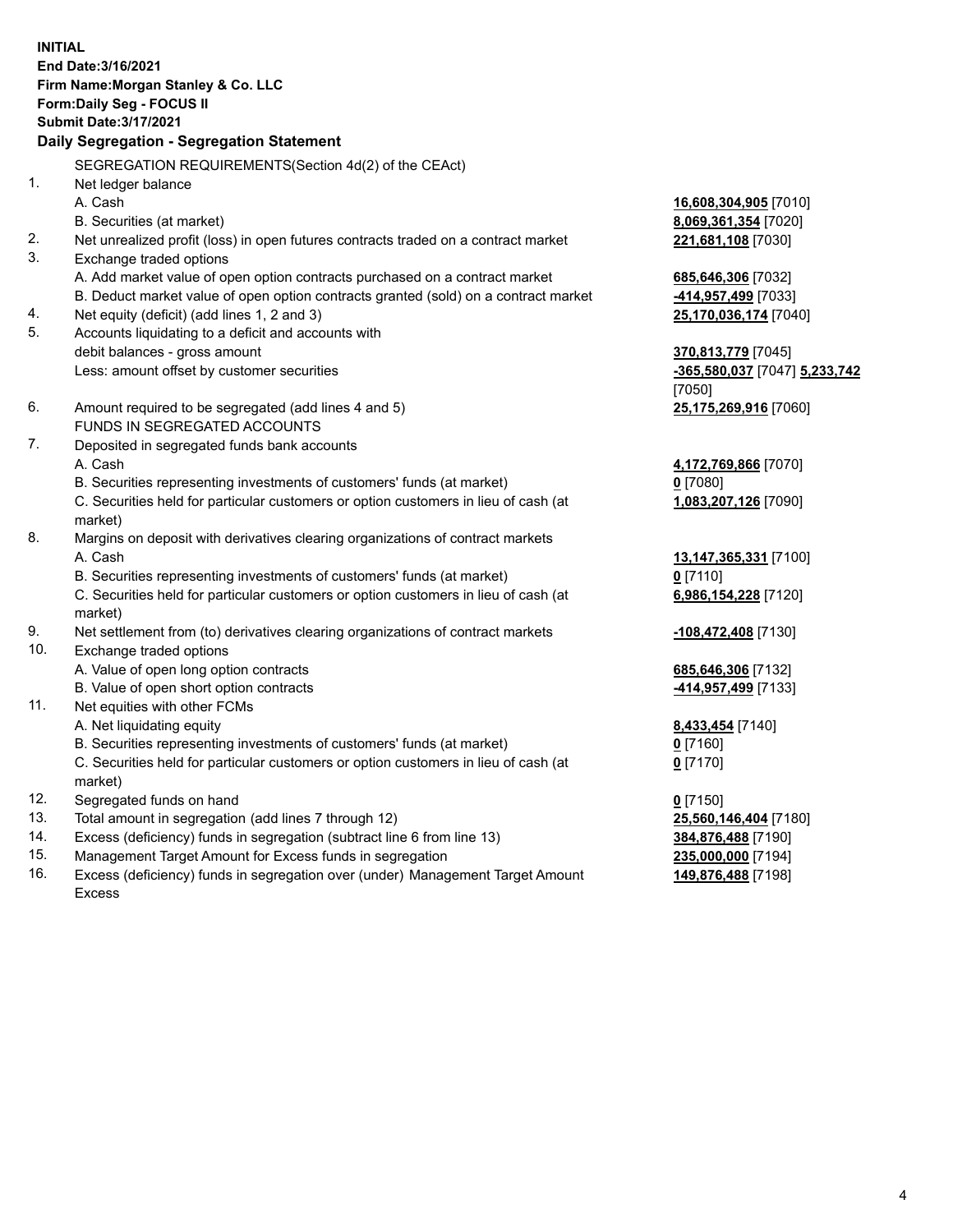**INITIAL**
**End Date:3/16/2021**
**Firm Name:Morgan Stanley & Co. LLC**
**Form:Daily Seg - FOCUS II**
**Submit Date:3/17/2021**

## Daily Segregation - Segregation Statement

SEGREGATION REQUIREMENTS(Section 4d(2) of the CEAct)

| | | |
|---|---|---|
| 1. | Net ledger balance | |
| | A. Cash | **16,608,304,905** [7010] |
| | B. Securities (at market) | **8,069,361,354** [7020] |
| 2. | Net unrealized profit (loss) in open futures contracts traded on a contract market | **221,681,108** [7030] |
| 3. | Exchange traded options | |
| | A. Add market value of open option contracts purchased on a contract market | **685,646,306** [7032] |
| | B. Deduct market value of open option contracts granted (sold) on a contract market | **-414,957,499** [7033] |
| 4. | Net equity (deficit) (add lines 1, 2 and 3) | **25,170,036,174** [7040] |
| 5. | Accounts liquidating to a deficit and accounts with debit balances - gross amount | **370,813,779** [7045] |
| | Less: amount offset by customer securities | **-365,580,037** [7047] **5,233,742** [7050] |
| 6. | Amount required to be segregated (add lines 4 and 5) | **25,175,269,916** [7060] |
| | FUNDS IN SEGREGATED ACCOUNTS | |
| 7. | Deposited in segregated funds bank accounts | |
| | A. Cash | **4,172,769,866** [7070] |
| | B. Securities representing investments of customers' funds (at market) | **0** [7080] |
| | C. Securities held for particular customers or option customers in lieu of cash (at market) | **1,083,207,126** [7090] |
| 8. | Margins on deposit with derivatives clearing organizations of contract markets | |
| | A. Cash | **13,147,365,331** [7100] |
| | B. Securities representing investments of customers' funds (at market) | **0** [7110] |
| | C. Securities held for particular customers or option customers in lieu of cash (at market) | **6,986,154,228** [7120] |
| 9. | Net settlement from (to) derivatives clearing organizations of contract markets | **-108,472,408** [7130] |
| 10. | Exchange traded options | |
| | A. Value of open long option contracts | **685,646,306** [7132] |
| | B. Value of open short option contracts | **-414,957,499** [7133] |
| 11. | Net equities with other FCMs | |
| | A. Net liquidating equity | **8,433,454** [7140] |
| | B. Securities representing investments of customers' funds (at market) | **0** [7160] |
| | C. Securities held for particular customers or option customers in lieu of cash (at market) | **0** [7170] |
| 12. | Segregated funds on hand | **0** [7150] |
| 13. | Total amount in segregation (add lines 7 through 12) | **25,560,146,404** [7180] |
| 14. | Excess (deficiency) funds in segregation (subtract line 6 from line 13) | **384,876,488** [7190] |
| 15. | Management Target Amount for Excess funds in segregation | **235,000,000** [7194] |
| 16. | Excess (deficiency) funds in segregation over (under) Management Target Amount Excess | **149,876,488** [7198] |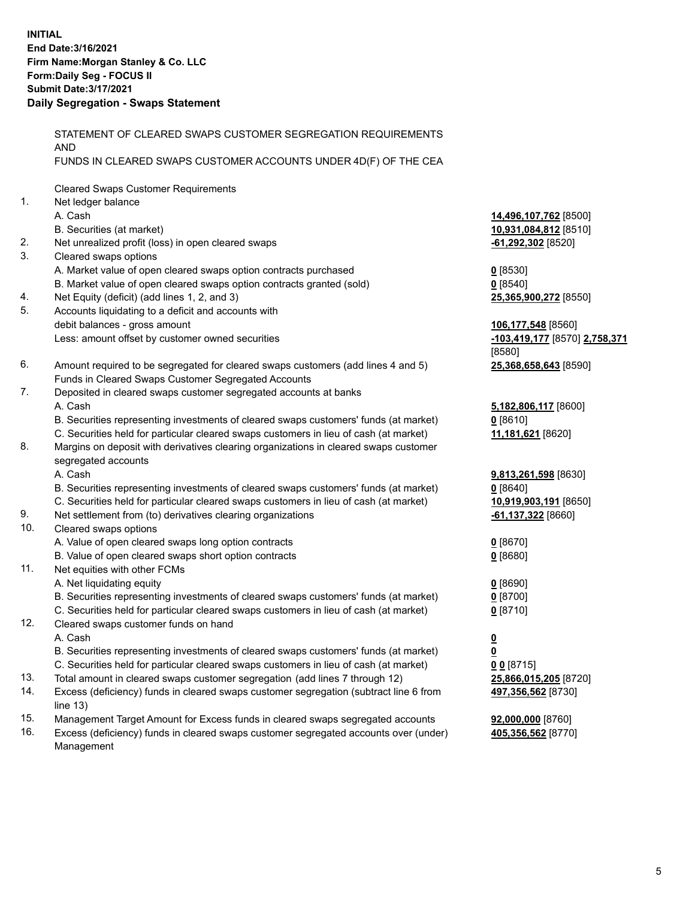**INITIAL**
**End Date:3/16/2021**
**Firm Name:Morgan Stanley & Co. LLC**
**Form:Daily Seg - FOCUS II**
**Submit Date:3/17/2021**
**Daily Segregation - Swaps Statement**

STATEMENT OF CLEARED SWAPS CUSTOMER SEGREGATION REQUIREMENTS AND
FUNDS IN CLEARED SWAPS CUSTOMER ACCOUNTS UNDER 4D(F) OF THE CEA

| | | |
|---|---|---|
| | Cleared Swaps Customer Requirements | |
| 1. | Net ledger balance | |
| | A. Cash | **14,496,107,762** [8500] |
| | B. Securities (at market) | **10,931,084,812** [8510] |
| 2. | Net unrealized profit (loss) in open cleared swaps | **-61,292,302** [8520] |
| 3. | Cleared swaps options | |
| | A. Market value of open cleared swaps option contracts purchased | **0** [8530] |
| | B. Market value of open cleared swaps option contracts granted (sold) | **0** [8540] |
| 4. | Net Equity (deficit) (add lines 1, 2, and 3) | **25,365,900,272** [8550] |
| 5. | Accounts liquidating to a deficit and accounts with debit balances - gross amount | **106,177,548** [8560] |
| | Less: amount offset by customer owned securities | **-103,419,177** [8570] **2,758,371** [8580] |
| 6. | Amount required to be segregated for cleared swaps customers (add lines 4 and 5) | **25,368,658,643** [8590] |
| | Funds in Cleared Swaps Customer Segregated Accounts | |
| 7. | Deposited in cleared swaps customer segregated accounts at banks | |
| | A. Cash | **5,182,806,117** [8600] |
| | B. Securities representing investments of cleared swaps customers' funds (at market) | **0** [8610] |
| | C. Securities held for particular cleared swaps customers in lieu of cash (at market) | **11,181,621** [8620] |
| 8. | Margins on deposit with derivatives clearing organizations in cleared swaps customer segregated accounts | |
| | A. Cash | **9,813,261,598** [8630] |
| | B. Securities representing investments of cleared swaps customers' funds (at market) | **0** [8640] |
| | C. Securities held for particular cleared swaps customers in lieu of cash (at market) | **10,919,903,191** [8650] |
| 9. | Net settlement from (to) derivatives clearing organizations | **-61,137,322** [8660] |
| 10. | Cleared swaps options | |
| | A. Value of open cleared swaps long option contracts | **0** [8670] |
| | B. Value of open cleared swaps short option contracts | **0** [8680] |
| 11. | Net equities with other FCMs | |
| | A. Net liquidating equity | **0** [8690] |
| | B. Securities representing investments of cleared swaps customers' funds (at market) | **0** [8700] |
| | C. Securities held for particular cleared swaps customers in lieu of cash (at market) | **0** [8710] |
| 12. | Cleared swaps customer funds on hand | |
| | A. Cash | **0** |
| | B. Securities representing investments of cleared swaps customers' funds (at market) | **0** |
| | C. Securities held for particular cleared swaps customers in lieu of cash (at market) | **0** **0** [8715] |
| 13. | Total amount in cleared swaps customer segregation (add lines 7 through 12) | **25,866,015,205** [8720] |
| 14. | Excess (deficiency) funds in cleared swaps customer segregation (subtract line 6 from line 13) | **497,356,562** [8730] |
| 15. | Management Target Amount for Excess funds in cleared swaps segregated accounts | **92,000,000** [8760] |
| 16. | Excess (deficiency) funds in cleared swaps customer segregated accounts over (under) Management | **405,356,562** [8770] |